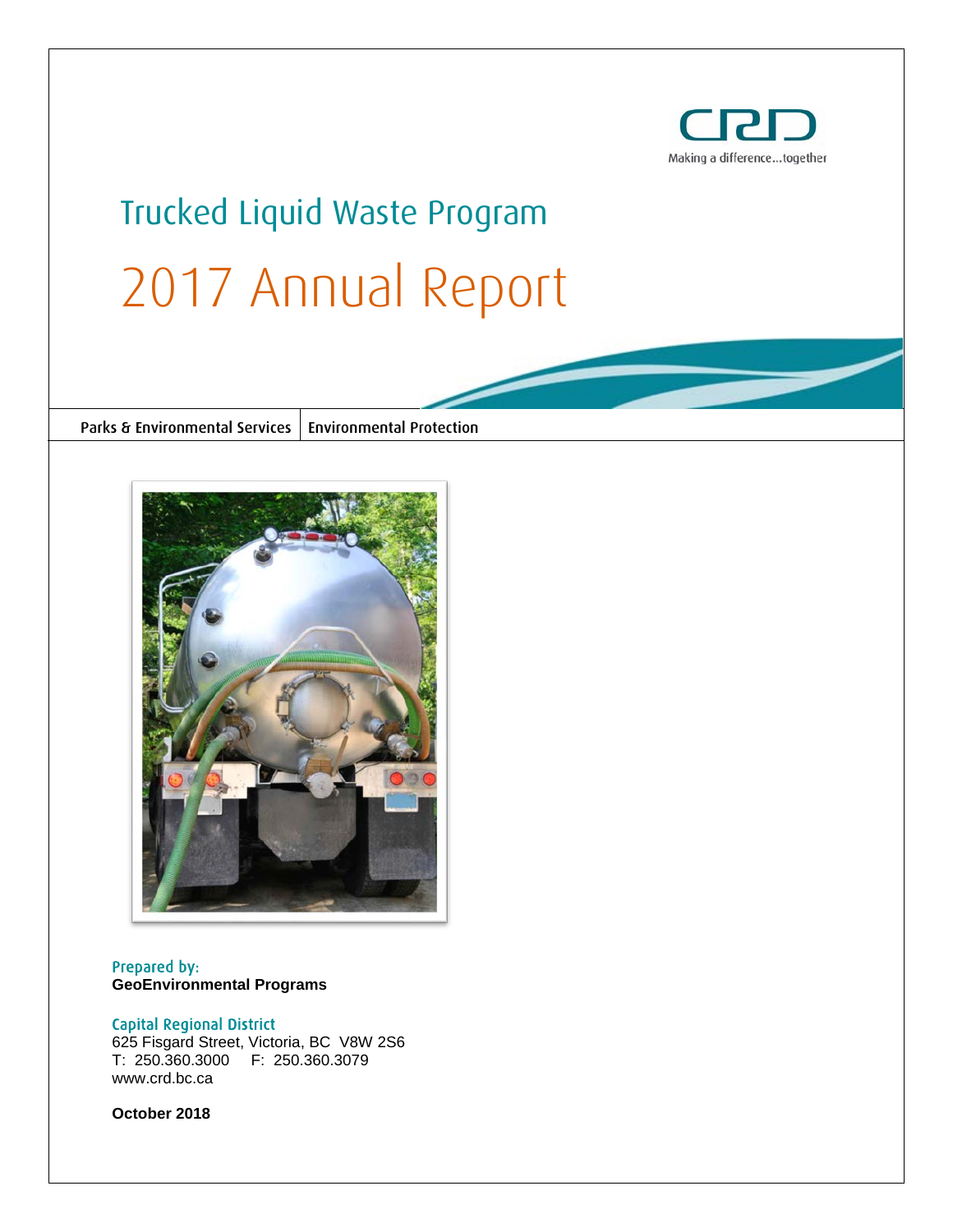CRD

Making a difference...together

# Trucked Liquid Waste Program

# 2017 Annual Report

Parks & Environmental Services | Environmental Protection

Prepared by:
**GeoEnvironmental Programs**

Capital Regional District
625 Fisgard Street, Victoria, BC V8W 2S6
T: 250.360.3000 F: 250.360.3079
www.crd.bc.ca

**October 2018**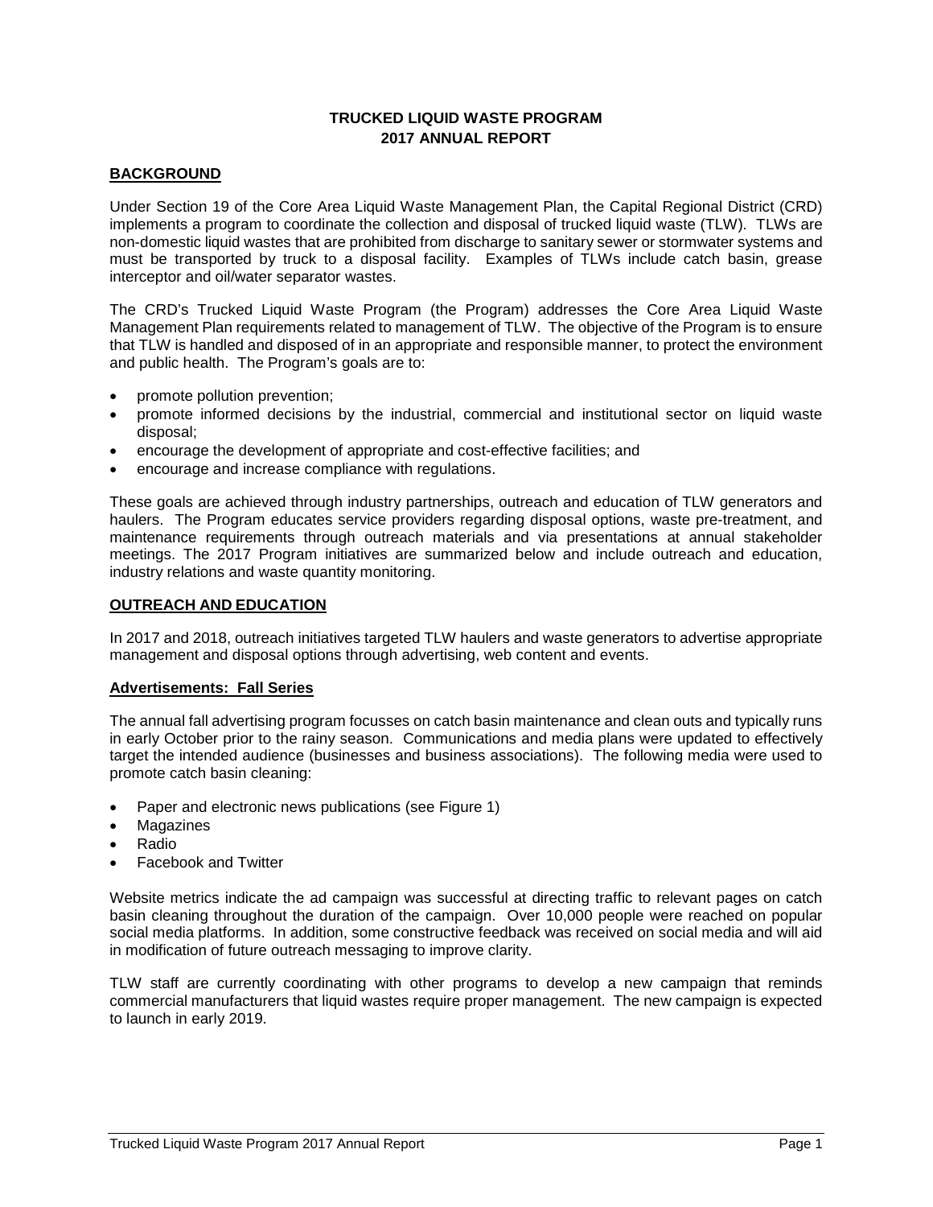# TRUCKED LIQUID WASTE PROGRAM
# 2017 ANNUAL REPORT

## BACKGROUND

Under Section 19 of the Core Area Liquid Waste Management Plan, the Capital Regional District (CRD) implements a program to coordinate the collection and disposal of trucked liquid waste (TLW). TLWs are non-domestic liquid wastes that are prohibited from discharge to sanitary sewer or stormwater systems and must be transported by truck to a disposal facility. Examples of TLWs include catch basin, grease interceptor and oil/water separator wastes.

The CRD's Trucked Liquid Waste Program (the Program) addresses the Core Area Liquid Waste Management Plan requirements related to management of TLW. The objective of the Program is to ensure that TLW is handled and disposed of in an appropriate and responsible manner, to protect the environment and public health. The Program's goals are to:

- promote pollution prevention;
- promote informed decisions by the industrial, commercial and institutional sector on liquid waste disposal;
- encourage the development of appropriate and cost-effective facilities; and
- encourage and increase compliance with regulations.

These goals are achieved through industry partnerships, outreach and education of TLW generators and haulers. The Program educates service providers regarding disposal options, waste pre-treatment, and maintenance requirements through outreach materials and via presentations at annual stakeholder meetings. The 2017 Program initiatives are summarized below and include outreach and education, industry relations and waste quantity monitoring.

## OUTREACH AND EDUCATION

In 2017 and 2018, outreach initiatives targeted TLW haulers and waste generators to advertise appropriate management and disposal options through advertising, web content and events.

### Advertisements: Fall Series

The annual fall advertising program focusses on catch basin maintenance and clean outs and typically runs in early October prior to the rainy season. Communications and media plans were updated to effectively target the intended audience (businesses and business associations). The following media were used to promote catch basin cleaning:

- Paper and electronic news publications (see Figure 1)
- Magazines
- Radio
- Facebook and Twitter

Website metrics indicate the ad campaign was successful at directing traffic to relevant pages on catch basin cleaning throughout the duration of the campaign. Over 10,000 people were reached on popular social media platforms. In addition, some constructive feedback was received on social media and will aid in modification of future outreach messaging to improve clarity.

TLW staff are currently coordinating with other programs to develop a new campaign that reminds commercial manufacturers that liquid wastes require proper management. The new campaign is expected to launch in early 2019.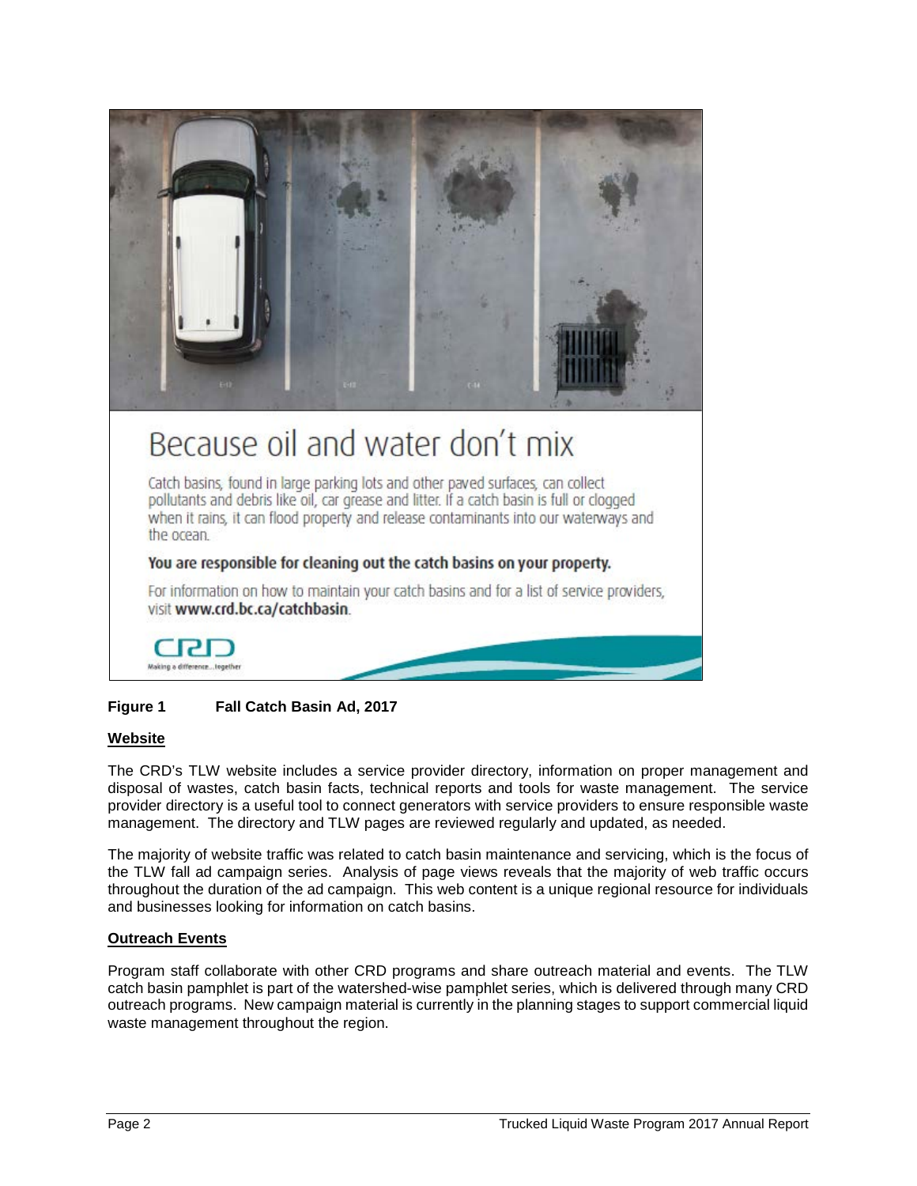# Because oil and water don't mix

Catch basins, found in large parking lots and other paved surfaces, can collect pollutants and debris like oil, car grease and litter. If a catch basin is full or clogged when it rains, it can flood property and release contaminants into our waterways and the ocean.

**You are responsible for cleaning out the catch basins on your property.**

For information on how to maintain your catch basins and for a list of service providers, visit **www.crd.bc.ca/catchbasin**.

CRD
Making a difference...together

**Figure 1 Fall Catch Basin Ad, 2017**

## Website

The CRD's TLW website includes a service provider directory, information on proper management and disposal of wastes, catch basin facts, technical reports and tools for waste management. The service provider directory is a useful tool to connect generators with service providers to ensure responsible waste management. The directory and TLW pages are reviewed regularly and updated, as needed.

The majority of website traffic was related to catch basin maintenance and servicing, which is the focus of the TLW fall ad campaign series. Analysis of page views reveals that the majority of web traffic occurs throughout the duration of the ad campaign. This web content is a unique regional resource for individuals and businesses looking for information on catch basins.

## Outreach Events

Program staff collaborate with other CRD programs and share outreach material and events. The TLW catch basin pamphlet is part of the watershed-wise pamphlet series, which is delivered through many CRD outreach programs. New campaign material is currently in the planning stages to support commercial liquid waste management throughout the region.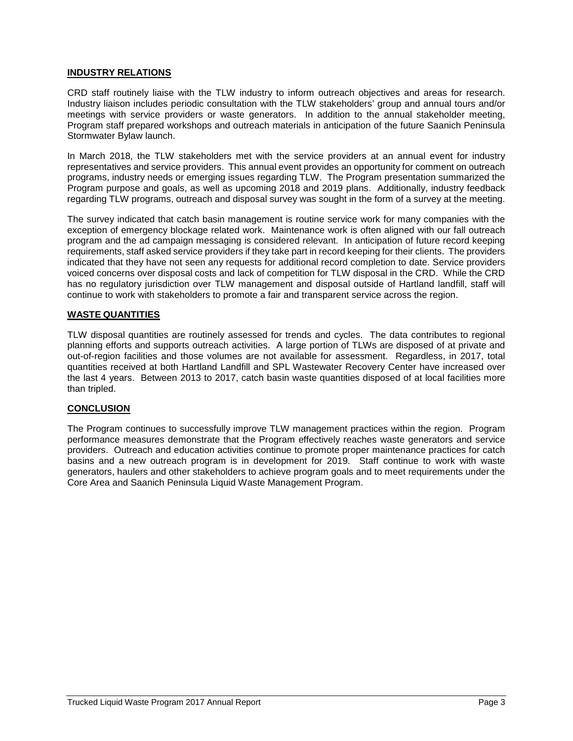## INDUSTRY RELATIONS

CRD staff routinely liaise with the TLW industry to inform outreach objectives and areas for research. Industry liaison includes periodic consultation with the TLW stakeholders' group and annual tours and/or meetings with service providers or waste generators. In addition to the annual stakeholder meeting, Program staff prepared workshops and outreach materials in anticipation of the future Saanich Peninsula Stormwater Bylaw launch.

In March 2018, the TLW stakeholders met with the service providers at an annual event for industry representatives and service providers. This annual event provides an opportunity for comment on outreach programs, industry needs or emerging issues regarding TLW. The Program presentation summarized the Program purpose and goals, as well as upcoming 2018 and 2019 plans. Additionally, industry feedback regarding TLW programs, outreach and disposal survey was sought in the form of a survey at the meeting.

The survey indicated that catch basin management is routine service work for many companies with the exception of emergency blockage related work. Maintenance work is often aligned with our fall outreach program and the ad campaign messaging is considered relevant. In anticipation of future record keeping requirements, staff asked service providers if they take part in record keeping for their clients. The providers indicated that they have not seen any requests for additional record completion to date. Service providers voiced concerns over disposal costs and lack of competition for TLW disposal in the CRD. While the CRD has no regulatory jurisdiction over TLW management and disposal outside of Hartland landfill, staff will continue to work with stakeholders to promote a fair and transparent service across the region.

## WASTE QUANTITIES

TLW disposal quantities are routinely assessed for trends and cycles. The data contributes to regional planning efforts and supports outreach activities. A large portion of TLWs are disposed of at private and out-of-region facilities and those volumes are not available for assessment. Regardless, in 2017, total quantities received at both Hartland Landfill and SPL Wastewater Recovery Center have increased over the last 4 years. Between 2013 to 2017, catch basin waste quantities disposed of at local facilities more than tripled.

## CONCLUSION

The Program continues to successfully improve TLW management practices within the region. Program performance measures demonstrate that the Program effectively reaches waste generators and service providers. Outreach and education activities continue to promote proper maintenance practices for catch basins and a new outreach program is in development for 2019. Staff continue to work with waste generators, haulers and other stakeholders to achieve program goals and to meet requirements under the Core Area and Saanich Peninsula Liquid Waste Management Program.